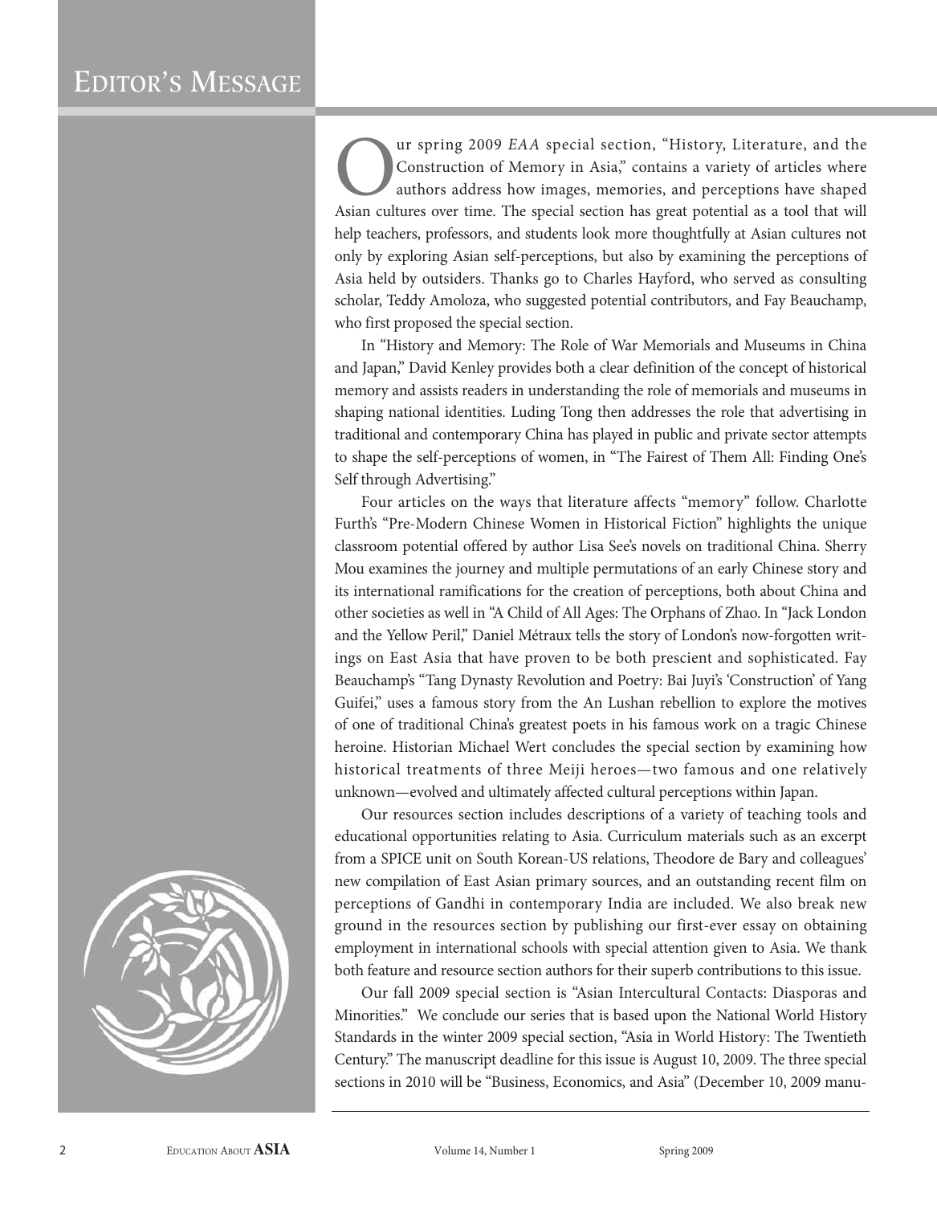# Editor's Message

Our spring 2009 *EAA* special section, "History, Literature, and the Construction of Memory in Asia," contains a variety of articles where authors address how images, memories, and perceptions have shaped Asian cultures over time. The special section has great potential as a tool that will help teachers, professors, and students look more thoughtfully at Asian cultures not only by exploring Asian self-perceptions, but also by examining the perceptions of Asia held by outsiders. Thanks go to Charles Hayford, who served as consulting scholar, Teddy Amoloza, who suggested potential contributors, and Fay Beauchamp, who first proposed the special section.

In "History and Memory: The Role of War Memorials and Museums in China and Japan," David Kenley provides both a clear definition of the concept of historical memory and assists readers in understanding the role of memorials and museums in shaping national identities. Luding Tong then addresses the role that advertising in traditional and contemporary China has played in public and private sector attempts to shape the self-perceptions of women, in "The Fairest of Them All: Finding One's Self through Advertising."

Four articles on the ways that literature affects "memory" follow. Charlotte Furth's "Pre-Modern Chinese Women in Historical Fiction" highlights the unique classroom potential offered by author Lisa See's novels on traditional China. Sherry Mou examines the journey and multiple permutations of an early Chinese story and its international ramifications for the creation of perceptions, both about China and other societies as well in "A Child of All Ages: The Orphans of Zhao. In "Jack London and the Yellow Peril," Daniel Métraux tells the story of London's now-forgotten writings on East Asia that have proven to be both prescient and sophisticated. Fay Beauchamp's "Tang Dynasty Revolution and Poetry: Bai Juyi's 'Construction' of Yang Guifei," uses a famous story from the An Lushan rebellion to explore the motives of one of traditional China's greatest poets in his famous work on a tragic Chinese heroine. Historian Michael Wert concludes the special section by examining how historical treatments of three Meiji heroes—two famous and one relatively unknown—evolved and ultimately affected cultural perceptions within Japan.

Our resources section includes descriptions of a variety of teaching tools and educational opportunities relating to Asia. Curriculum materials such as an excerpt from a SPICE unit on South Korean-US relations, Theodore de Bary and colleagues' new compilation of East Asian primary sources, and an outstanding recent film on perceptions of Gandhi in contemporary India are included. We also break new ground in the resources section by publishing our first-ever essay on obtaining employment in international schools with special attention given to Asia. We thank both feature and resource section authors for their superb contributions to this issue.

Our fall 2009 special section is "Asian Intercultural Contacts: Diasporas and Minorities." We conclude our series that is based upon the National World History Standards in the winter 2009 special section, "Asia in World History: The Twentieth Century." The manuscript deadline for this issue is August 10, 2009. The three special sections in 2010 will be "Business, Economics, and Asia" (December 10, 2009 manu-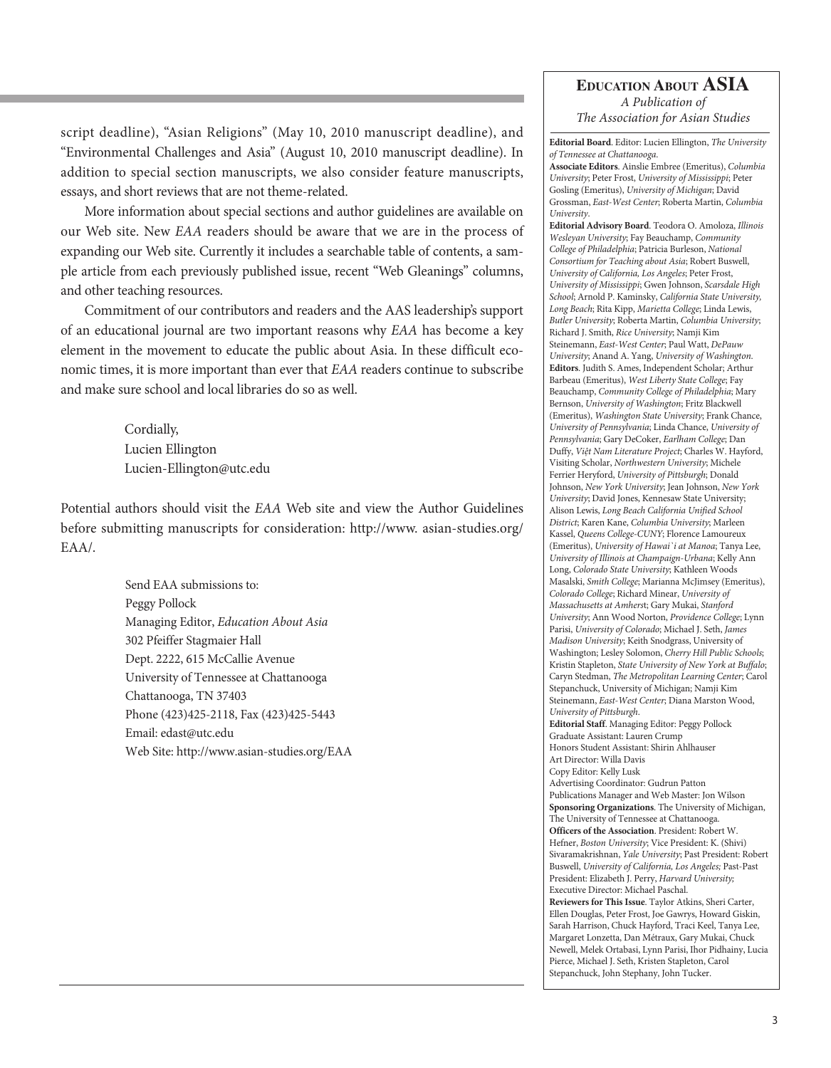script deadline), "Asian Religions" (May 10, 2010 manuscript deadline), and "Environmental Challenges and Asia" (August 10, 2010 manuscript deadline). In addition to special section manuscripts, we also consider feature manuscripts, essays, and short reviews that are not theme-related.

More information about special sections and author guidelines are available on our Web site. New *EAA* readers should be aware that we are in the process of expanding our Web site. Currently it includes a searchable table of contents, a sample article from each previously published issue, recent "Web Gleanings" columns, and other teaching resources.

Commitment of our contributors and readers and the AAS leadership's support of an educational journal are two important reasons why *EAA* has become a key element in the movement to educate the public about Asia. In these difficult economic times, it is more important than ever that *EAA* readers continue to subscribe and make sure school and local libraries do so as well.

Cordially,
Lucien Ellington
Lucien-Ellington@utc.edu

Potential authors should visit the *EAA* Web site and view the Author Guidelines before submitting manuscripts for consideration: http://www. asian-studies.org/EAA/.

Send EAA submissions to:
Peggy Pollock
Managing Editor, *Education About Asia*
302 Pfeiffer Stagmaier Hall
Dept. 2222, 615 McCallie Avenue
University of Tennessee at Chattanooga
Chattanooga, TN 37403
Phone (423)425-2118, Fax (423)425-5443
Email: edast@utc.edu
Web Site: http://www.asian-studies.org/EAA

## Education About ASIA

*A Publication of*
*The Association for Asian Studies*

**Editorial Board**. Editor: Lucien Ellington, *The University of Tennessee at Chattanooga*.

**Associate Editors**. Ainslie Embree (Emeritus), *Columbia University*; Peter Frost, *University of Mississippi*; Peter Gosling (Emeritus), *University of Michigan*; David Grossman, *East-West Center*; Roberta Martin, *Columbia University*.

**Editorial Advisory Board**. Teodora O. Amoloza, *Illinois Wesleyan University*; Fay Beauchamp, *Community College of Philadelphia*; Patricia Burleson, *National Consortium for Teaching about Asia*; Robert Buswell, *University of California, Los Angeles*; Peter Frost, *University of Mississippi*; Gwen Johnson, *Scarsdale High School*; Arnold P. Kaminsky, *California State University, Long Beach*; Rita Kipp, *Marietta College*; Linda Lewis, *Butler University*; Roberta Martin, *Columbia University*; Richard J. Smith, *Rice University*; Namji Kim Steinemann, *East-West Center*; Paul Watt, *DePauw University*; Anand A. Yang, *University of Washington*.

**Editors**. Judith S. Ames, Independent Scholar; Arthur Barbeau (Emeritus), *West Liberty State College*; Fay Beauchamp, *Community College of Philadelphia*; Mary Bernson, *University of Washington*; Fritz Blackwell (Emeritus), *Washington State University*; Frank Chance, *University of Pennsylvania*; Linda Chance, *University of Pennsylvania*; Gary DeCoker, *Earlham College*; Dan Duffy, *Việt Nam Literature Project*; Charles W. Hayford, Visiting Scholar, *Northwestern University*; Michele Ferrier Heryford, *University of Pittsburgh*; Donald Johnson, *New York University*; Jean Johnson, *New York University*; David Jones, Kennesaw State University; Alison Lewis, *Long Beach California Unified School District*; Karen Kane, *Columbia University*; Marleen Kassel, *Queens College-CUNY*; Florence Lamoureux (Emeritus), *University of Hawai`i at Manoa*; Tanya Lee, *University of Illinois at Champaign-Urbana*; Kelly Ann Long, *Colorado State University*; Kathleen Woods Masalski, *Smith College*; Marianna McJimsey (Emeritus), *Colorado College*; Richard Minear, *University of Massachusetts at Amherst*; Gary Mukai, *Stanford University*; Ann Wood Norton, *Providence College*; Lynn Parisi, *University of Colorado*; Michael J. Seth, *James Madison University*; Keith Snodgrass, University of Washington; Lesley Solomon, *Cherry Hill Public Schools*; Kristin Stapleton, *State University of New York at Buffalo*; Caryn Stedman, *The Metropolitan Learning Center*; Carol Stepanchuck, University of Michigan; Namji Kim Steinemann, *East-West Center*; Diana Marston Wood, *University of Pittsburgh*.

**Editorial Staff**. Managing Editor: Peggy Pollock
Graduate Assistant: Lauren Crump
Honors Student Assistant: Shirin Ahlhauser
Art Director: Willa Davis
Copy Editor: Kelly Lusk
Advertising Coordinator: Gudrun Patton
Publications Manager and Web Master: Jon Wilson

**Sponsoring Organizations**. The University of Michigan, The University of Tennessee at Chattanooga.

**Officers of the Association**. President: Robert W. Hefner, *Boston University*; Vice President: K. (Shivi) Sivaramakrishnan, *Yale University*; Past President: Robert Buswell, *University of California, Los Angeles;* Past-Past President: Elizabeth J. Perry, *Harvard University;* Executive Director: Michael Paschal.

**Reviewers for This Issue**. Taylor Atkins, Sheri Carter, Ellen Douglas, Peter Frost, Joe Gawrys, Howard Giskin, Sarah Harrison, Chuck Hayford, Traci Keel, Tanya Lee, Margaret Lonzetta, Dan Métraux, Gary Mukai, Chuck Newell, Melek Ortabasi, Lynn Parisi, Ihor Pidhainy, Lucia Pierce, Michael J. Seth, Kristen Stapleton, Carol Stepanchuck, John Stephany, John Tucker.